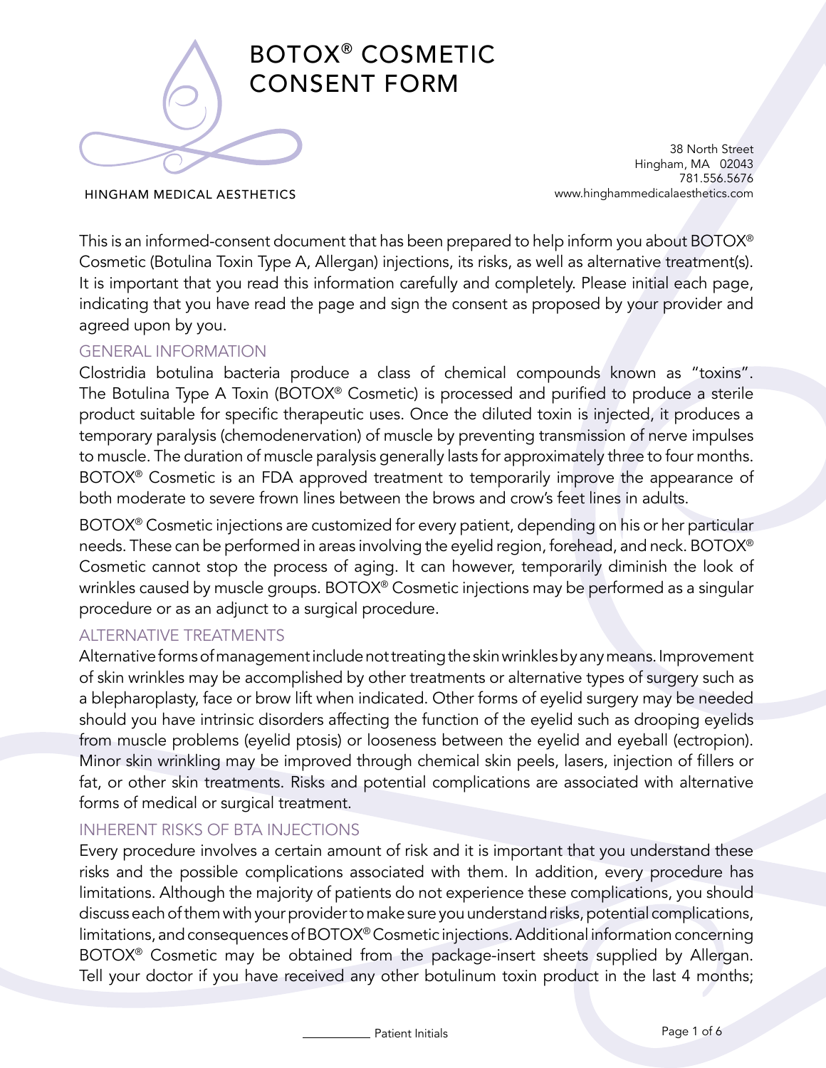# BOTOX® COSMETIC CONSENT FORM

HINGHAM MEDICAL AESTHETICS

38 North Street
Hingham, MA 02043
781.556.5676
www.hinghammedicalaesthetics.com

This is an informed-consent document that has been prepared to help inform you about BOTOX® Cosmetic (Botulina Toxin Type A, Allergan) injections, its risks, as well as alternative treatment(s). It is important that you read this information carefully and completely. Please initial each page, indicating that you have read the page and sign the consent as proposed by your provider and agreed upon by you.

## GENERAL INFORMATION

Clostridia botulina bacteria produce a class of chemical compounds known as "toxins". The Botulina Type A Toxin (BOTOX® Cosmetic) is processed and purified to produce a sterile product suitable for specific therapeutic uses. Once the diluted toxin is injected, it produces a temporary paralysis (chemodenervation) of muscle by preventing transmission of nerve impulses to muscle. The duration of muscle paralysis generally lasts for approximately three to four months. BOTOX® Cosmetic is an FDA approved treatment to temporarily improve the appearance of both moderate to severe frown lines between the brows and crow's feet lines in adults.

BOTOX® Cosmetic injections are customized for every patient, depending on his or her particular needs. These can be performed in areas involving the eyelid region, forehead, and neck. BOTOX® Cosmetic cannot stop the process of aging. It can however, temporarily diminish the look of wrinkles caused by muscle groups. BOTOX® Cosmetic injections may be performed as a singular procedure or as an adjunct to a surgical procedure.

## ALTERNATIVE TREATMENTS

Alternative forms of management include not treating the skin wrinkles by any means. Improvement of skin wrinkles may be accomplished by other treatments or alternative types of surgery such as a blepharoplasty, face or brow lift when indicated. Other forms of eyelid surgery may be needed should you have intrinsic disorders affecting the function of the eyelid such as drooping eyelids from muscle problems (eyelid ptosis) or looseness between the eyelid and eyeball (ectropion). Minor skin wrinkling may be improved through chemical skin peels, lasers, injection of fillers or fat, or other skin treatments. Risks and potential complications are associated with alternative forms of medical or surgical treatment.

## INHERENT RISKS OF BTA INJECTIONS

Every procedure involves a certain amount of risk and it is important that you understand these risks and the possible complications associated with them. In addition, every procedure has limitations. Although the majority of patients do not experience these complications, you should discuss each of them with your provider to make sure you understand risks, potential complications, limitations, and consequences of BOTOX® Cosmetic injections. Additional information concerning BOTOX® Cosmetic may be obtained from the package-insert sheets supplied by Allergan. Tell your doctor if you have received any other botulinum toxin product in the last 4 months;

__________ Patient Initials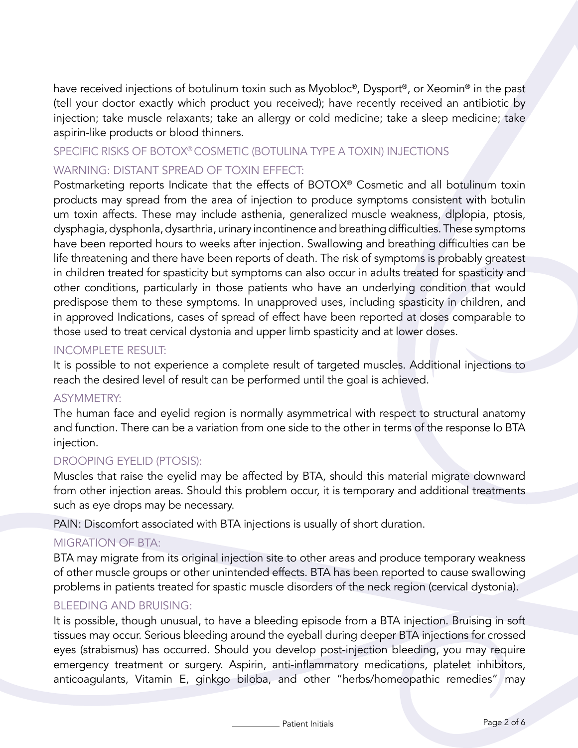have received injections of botulinum toxin such as Myobloc®, Dysport®, or Xeomin® in the past (tell your doctor exactly which product you received); have recently received an antibiotic by injection; take muscle relaxants; take an allergy or cold medicine; take a sleep medicine; take aspirin-like products or blood thinners.

## SPECIFIC RISKS OF BOTOX® COSMETIC (BOTULINA TYPE A TOXIN) INJECTIONS

### WARNING: DISTANT SPREAD OF TOXIN EFFECT:

Postmarketing reports Indicate that the effects of BOTOX® Cosmetic and all botulinum toxin products may spread from the area of injection to produce symptoms consistent with botulin um toxin affects. These may include asthenia, generalized muscle weakness, dlplopia, ptosis, dysphagia, dysphonla, dysarthria, urinary incontinence and breathing difficulties. These symptoms have been reported hours to weeks after injection. Swallowing and breathing difficulties can be life threatening and there have been reports of death. The risk of symptoms is probably greatest in children treated for spasticity but symptoms can also occur in adults treated for spasticity and other conditions, particularly in those patients who have an underlying condition that would predispose them to these symptoms. In unapproved uses, including spasticity in children, and in approved Indications, cases of spread of effect have been reported at doses comparable to those used to treat cervical dystonia and upper limb spasticity and at lower doses.

### INCOMPLETE RESULT:

It is possible to not experience a complete result of targeted muscles. Additional injections to reach the desired level of result can be performed until the goal is achieved.

### ASYMMETRY:

The human face and eyelid region is normally asymmetrical with respect to structural anatomy and function. There can be a variation from one side to the other in terms of the response lo BTA injection.

### DROOPING EYELID (PTOSIS):

Muscles that raise the eyelid may be affected by BTA, should this material migrate downward from other injection areas. Should this problem occur, it is temporary and additional treatments such as eye drops may be necessary.

PAIN: Discomfort associated with BTA injections is usually of short duration.

### MIGRATION OF BTA:

BTA may migrate from its original injection site to other areas and produce temporary weakness of other muscle groups or other unintended effects. BTA has been reported to cause swallowing problems in patients treated for spastic muscle disorders of the neck region (cervical dystonia).

### BLEEDING AND BRUISING:

It is possible, though unusual, to have a bleeding episode from a BTA injection. Bruising in soft tissues may occur. Serious bleeding around the eyeball during deeper BTA injections for crossed eyes (strabismus) has occurred. Should you develop post-injection bleeding, you may require emergency treatment or surgery. Aspirin, anti-inflammatory medications, platelet inhibitors, anticoagulants, Vitamin E, ginkgo biloba, and other "herbs/homeopathic remedies" may

\_\_\_\_\_\_\_\_\_\_ Patient Initials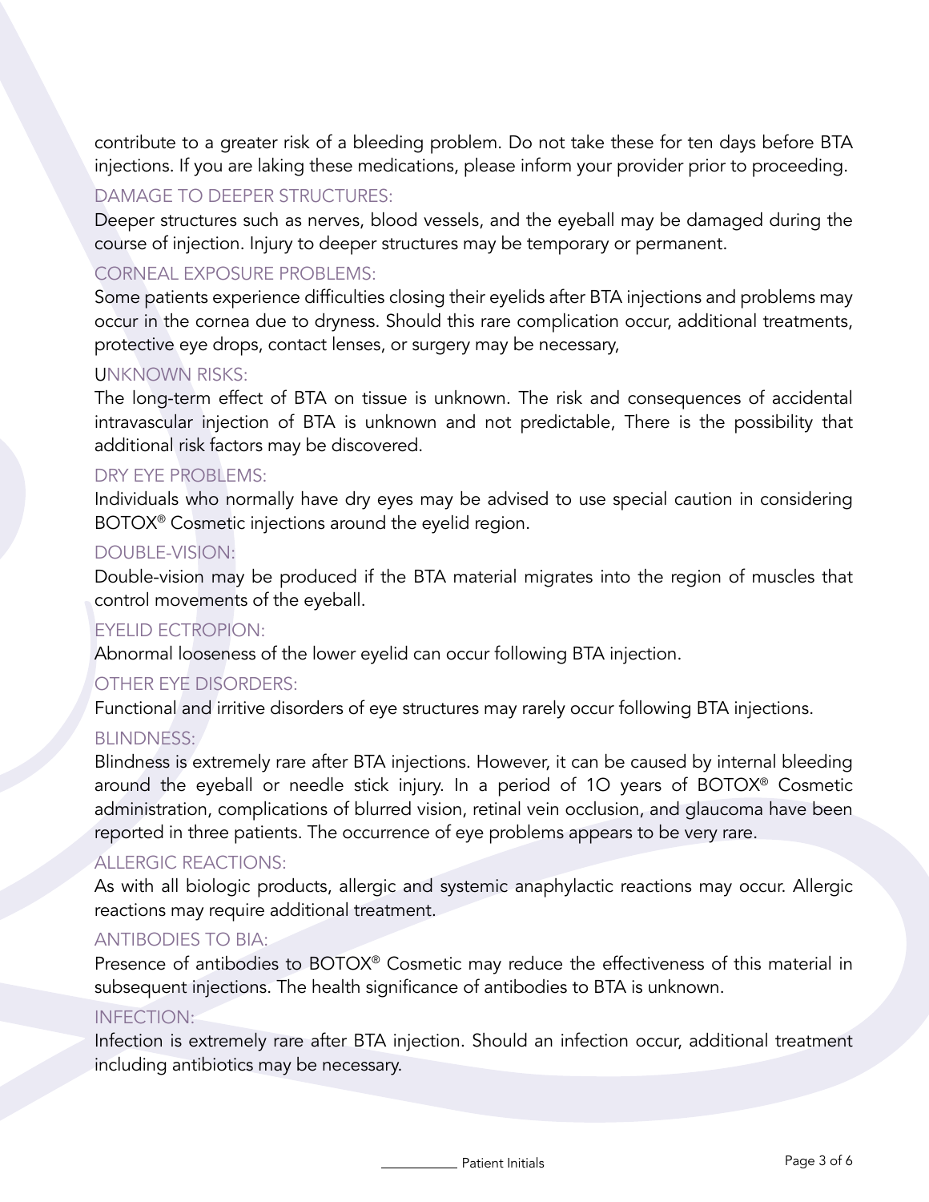contribute to a greater risk of a bleeding problem. Do not take these for ten days before BTA injections. If you are laking these medications, please inform your provider prior to proceeding.

### DAMAGE TO DEEPER STRUCTURES:

Deeper structures such as nerves, blood vessels, and the eyeball may be damaged during the course of injection. Injury to deeper structures may be temporary or permanent.

### CORNEAL EXPOSURE PROBLEMS:

Some patients experience difficulties closing their eyelids after BTA injections and problems may occur in the cornea due to dryness. Should this rare complication occur, additional treatments, protective eye drops, contact lenses, or surgery may be necessary,

### UNKNOWN RISKS:

The long-term effect of BTA on tissue is unknown. The risk and consequences of accidental intravascular injection of BTA is unknown and not predictable, There is the possibility that additional risk factors may be discovered.

### DRY EYE PROBLEMS:

Individuals who normally have dry eyes may be advised to use special caution in considering BOTOX® Cosmetic injections around the eyelid region.

### DOUBLE-VISION:

Double-vision may be produced if the BTA material migrates into the region of muscles that control movements of the eyeball.

### EYELID ECTROPION:

Abnormal looseness of the lower eyelid can occur following BTA injection.

### OTHER EYE DISORDERS:

Functional and irritive disorders of eye structures may rarely occur following BTA injections.

### BLINDNESS:

Blindness is extremely rare after BTA injections. However, it can be caused by internal bleeding around the eyeball or needle stick injury. In a period of 1O years of BOTOX® Cosmetic administration, complications of blurred vision, retinal vein occlusion, and glaucoma have been reported in three patients. The occurrence of eye problems appears to be very rare.

### ALLERGIC REACTIONS:

As with all biologic products, allergic and systemic anaphylactic reactions may occur. Allergic reactions may require additional treatment.

### ANTIBODIES TO BIA:

Presence of antibodies to BOTOX® Cosmetic may reduce the effectiveness of this material in subsequent injections. The health significance of antibodies to BTA is unknown.

### INFECTION:

Infection is extremely rare after BTA injection. Should an infection occur, additional treatment including antibiotics may be necessary.

__________ Patient Initials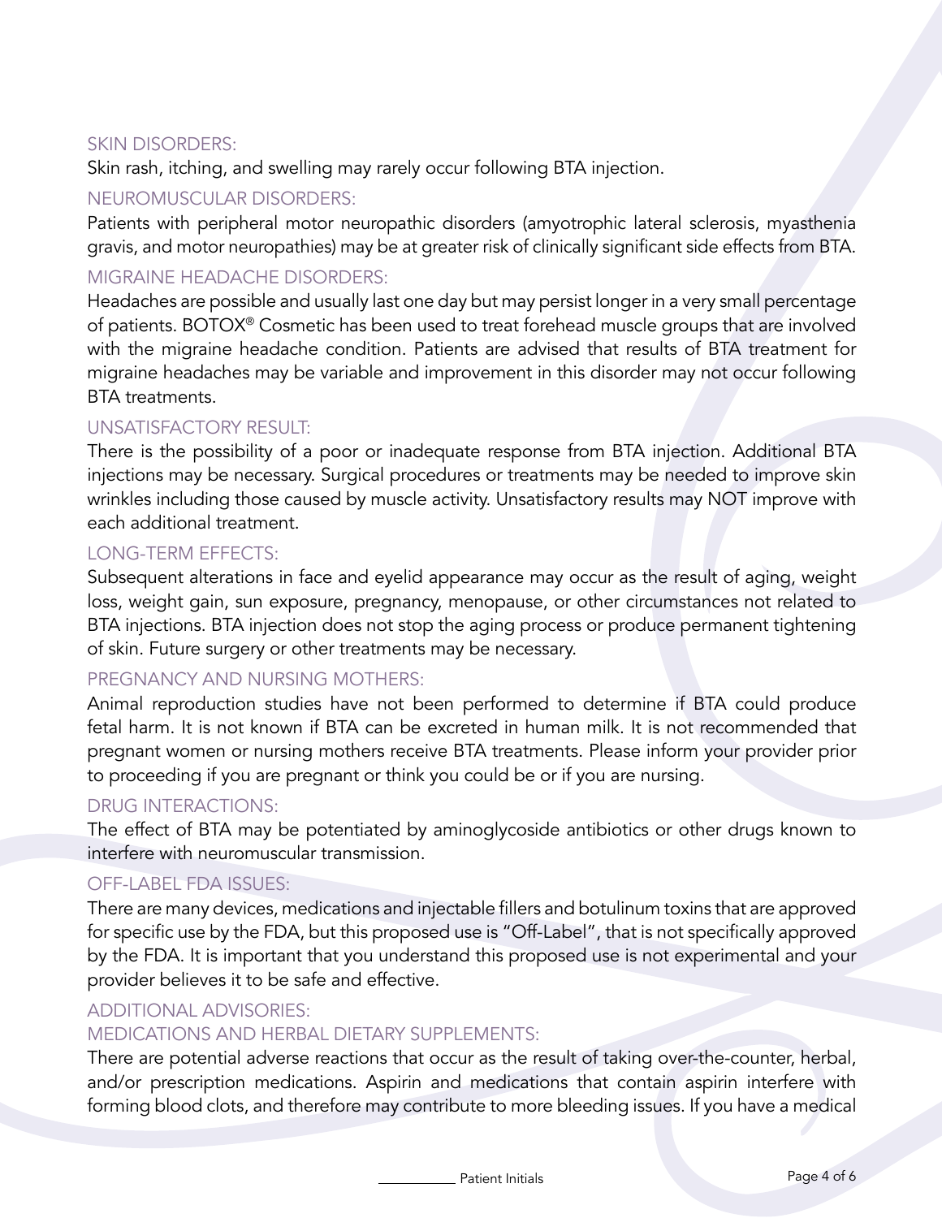### SKIN DISORDERS:

Skin rash, itching, and swelling may rarely occur following BTA injection.

### NEUROMUSCULAR DISORDERS:

Patients with peripheral motor neuropathic disorders (amyotrophic lateral sclerosis, myasthenia gravis, and motor neuropathies) may be at greater risk of clinically significant side effects from BTA.

### MIGRAINE HEADACHE DISORDERS:

Headaches are possible and usually last one day but may persist longer in a very small percentage of patients. BOTOX® Cosmetic has been used to treat forehead muscle groups that are involved with the migraine headache condition. Patients are advised that results of BTA treatment for migraine headaches may be variable and improvement in this disorder may not occur following BTA treatments.

### UNSATISFACTORY RESULT:

There is the possibility of a poor or inadequate response from BTA injection. Additional BTA injections may be necessary. Surgical procedures or treatments may be needed to improve skin wrinkles including those caused by muscle activity. Unsatisfactory results may NOT improve with each additional treatment.

### LONG-TERM EFFECTS:

Subsequent alterations in face and eyelid appearance may occur as the result of aging, weight loss, weight gain, sun exposure, pregnancy, menopause, or other circumstances not related to BTA injections. BTA injection does not stop the aging process or produce permanent tightening of skin. Future surgery or other treatments may be necessary.

### PREGNANCY AND NURSING MOTHERS:

Animal reproduction studies have not been performed to determine if BTA could produce fetal harm. It is not known if BTA can be excreted in human milk. It is not recommended that pregnant women or nursing mothers receive BTA treatments. Please inform your provider prior to proceeding if you are pregnant or think you could be or if you are nursing.

### DRUG INTERACTIONS:

The effect of BTA may be potentiated by aminoglycoside antibiotics or other drugs known to interfere with neuromuscular transmission.

### OFF-LABEL FDA ISSUES:

There are many devices, medications and injectable fillers and botulinum toxins that are approved for specific use by the FDA, but this proposed use is "Off-Label", that is not specifically approved by the FDA. It is important that you understand this proposed use is not experimental and your provider believes it to be safe and effective.

### ADDITIONAL ADVISORIES:

### MEDICATIONS AND HERBAL DIETARY SUPPLEMENTS:

There are potential adverse reactions that occur as the result of taking over-the-counter, herbal, and/or prescription medications. Aspirin and medications that contain aspirin interfere with forming blood clots, and therefore may contribute to more bleeding issues. If you have a medical

__________ Patient Initials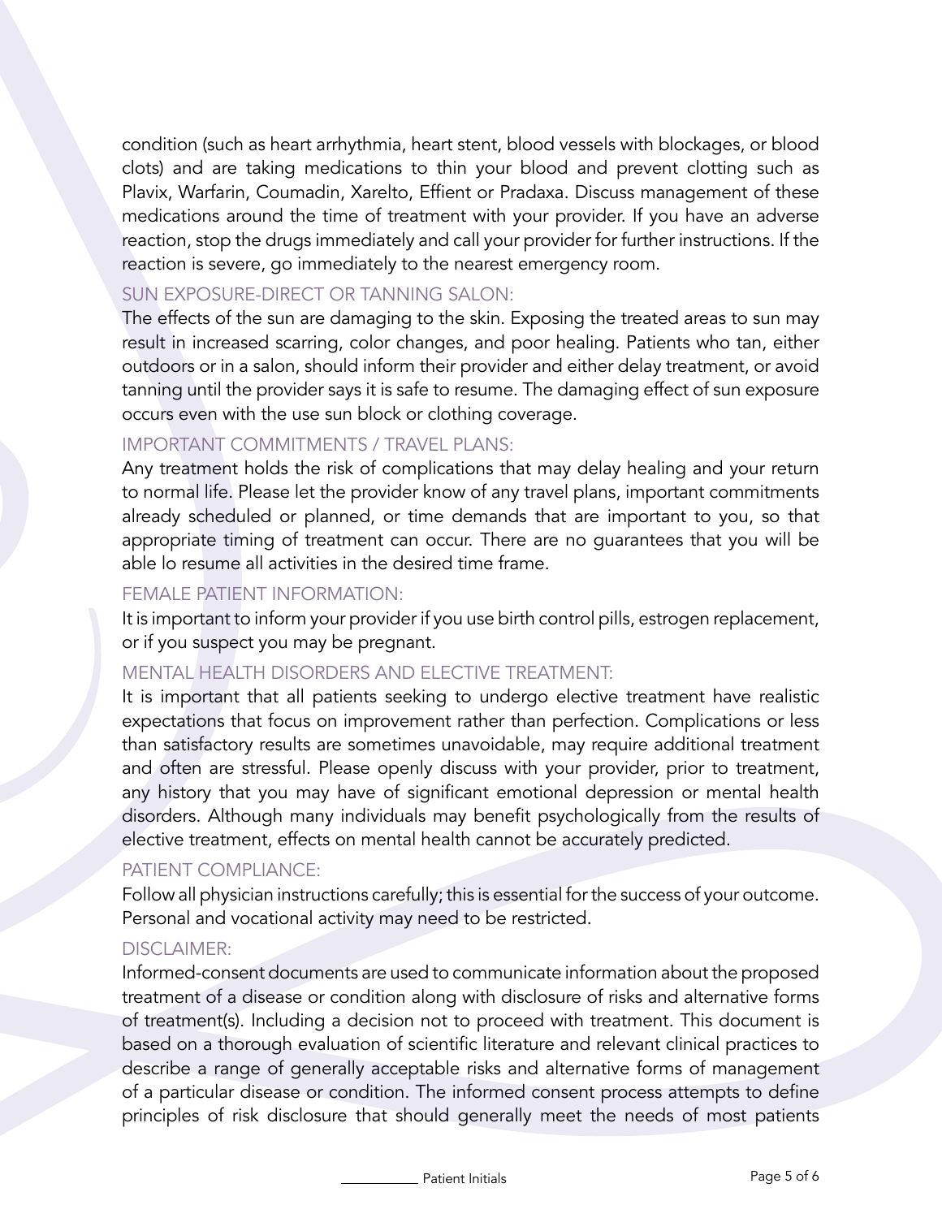condition (such as heart arrhythmia, heart stent, blood vessels with blockages, or blood clots) and are taking medications to thin your blood and prevent clotting such as Plavix, Warfarin, Coumadin, Xarelto, Effient or Pradaxa. Discuss management of these medications around the time of treatment with your provider. If you have an adverse reaction, stop the drugs immediately and call your provider for further instructions. If the reaction is severe, go immediately to the nearest emergency room.

### SUN EXPOSURE-DIRECT OR TANNING SALON:

The effects of the sun are damaging to the skin. Exposing the treated areas to sun may result in increased scarring, color changes, and poor healing. Patients who tan, either outdoors or in a salon, should inform their provider and either delay treatment, or avoid tanning until the provider says it is safe to resume. The damaging effect of sun exposure occurs even with the use sun block or clothing coverage.

### IMPORTANT COMMITMENTS / TRAVEL PLANS:

Any treatment holds the risk of complications that may delay healing and your return to normal life. Please let the provider know of any travel plans, important commitments already scheduled or planned, or time demands that are important to you, so that appropriate timing of treatment can occur. There are no guarantees that you will be able lo resume all activities in the desired time frame.

### FEMALE PATIENT INFORMATION:

It is important to inform your provider if you use birth control pills, estrogen replacement, or if you suspect you may be pregnant.

### MENTAL HEALTH DISORDERS AND ELECTIVE TREATMENT:

It is important that all patients seeking to undergo elective treatment have realistic expectations that focus on improvement rather than perfection. Complications or less than satisfactory results are sometimes unavoidable, may require additional treatment and often are stressful. Please openly discuss with your provider, prior to treatment, any history that you may have of significant emotional depression or mental health disorders. Although many individuals may benefit psychologically from the results of elective treatment, effects on mental health cannot be accurately predicted.

### PATIENT COMPLIANCE:

Follow all physician instructions carefully; this is essential for the success of your outcome. Personal and vocational activity may need to be restricted.

### DISCLAIMER:

Informed-consent documents are used to communicate information about the proposed treatment of a disease or condition along with disclosure of risks and alternative forms of treatment(s). Including a decision not to proceed with treatment. This document is based on a thorough evaluation of scientific literature and relevant clinical practices to describe a range of generally acceptable risks and alternative forms of management of a particular disease or condition. The informed consent process attempts to define principles of risk disclosure that should generally meet the needs of most patients

__________ Patient Initials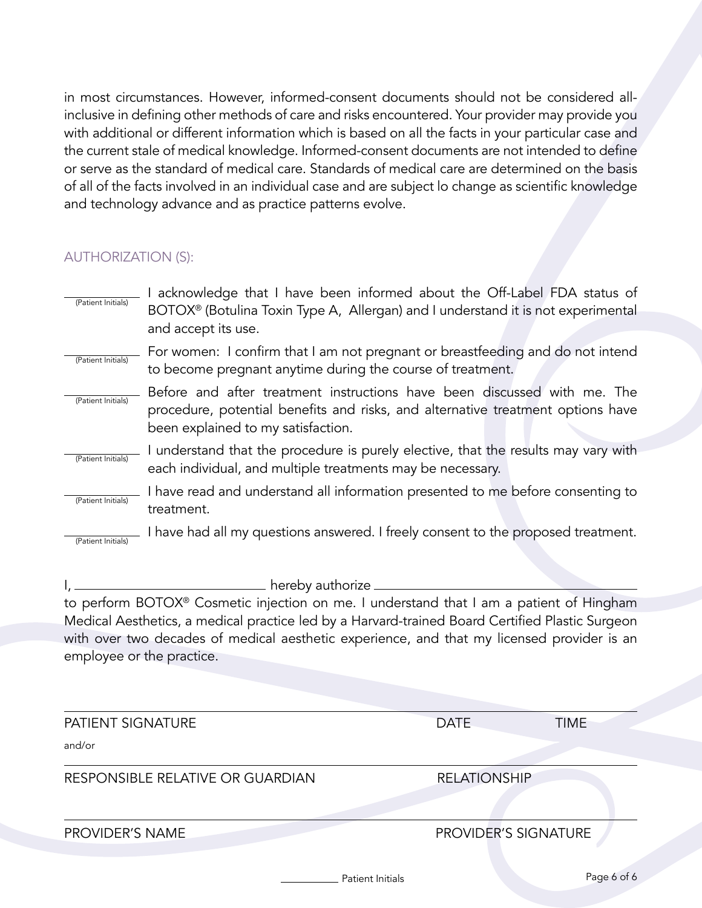in most circumstances. However, informed-consent documents should not be considered all-inclusive in defining other methods of care and risks encountered. Your provider may provide you with additional or different information which is based on all the facts in your particular case and the current stale of medical knowledge. Informed-consent documents are not intended to define or serve as the standard of medical care. Standards of medical care are determined on the basis of all of the facts involved in an individual case and are subject lo change as scientific knowledge and technology advance and as practice patterns evolve.

## AUTHORIZATION (S):

______ (Patient Initials) I acknowledge that I have been informed about the Off-Label FDA status of BOTOX® (Botulina Toxin Type A, Allergan) and I understand it is not experimental and accept its use.

______ (Patient Initials) For women: I confirm that I am not pregnant or breastfeeding and do not intend to become pregnant anytime during the course of treatment.

______ (Patient Initials) Before and after treatment instructions have been discussed with me. The procedure, potential benefits and risks, and alternative treatment options have been explained to my satisfaction.

______ (Patient Initials) I understand that the procedure is purely elective, that the results may vary with each individual, and multiple treatments may be necessary.

______ (Patient Initials) I have read and understand all information presented to me before consenting to treatment.

______ (Patient Initials) I have had all my questions answered. I freely consent to the proposed treatment.

I, ______________________ hereby authorize ______________________________ to perform BOTOX® Cosmetic injection on me. I understand that I am a patient of Hingham Medical Aesthetics, a medical practice led by a Harvard-trained Board Certified Plastic Surgeon with over two decades of medical aesthetic experience, and that my licensed provider is an employee or the practice.

______________________________________________

PATIENT SIGNATURE DATE TIME

and/or

______________________________________________

RESPONSIBLE RELATIVE OR GUARDIAN RELATIONSHIP

______________________________________________

PROVIDER'S NAME PROVIDER'S SIGNATURE

______ Patient Initials